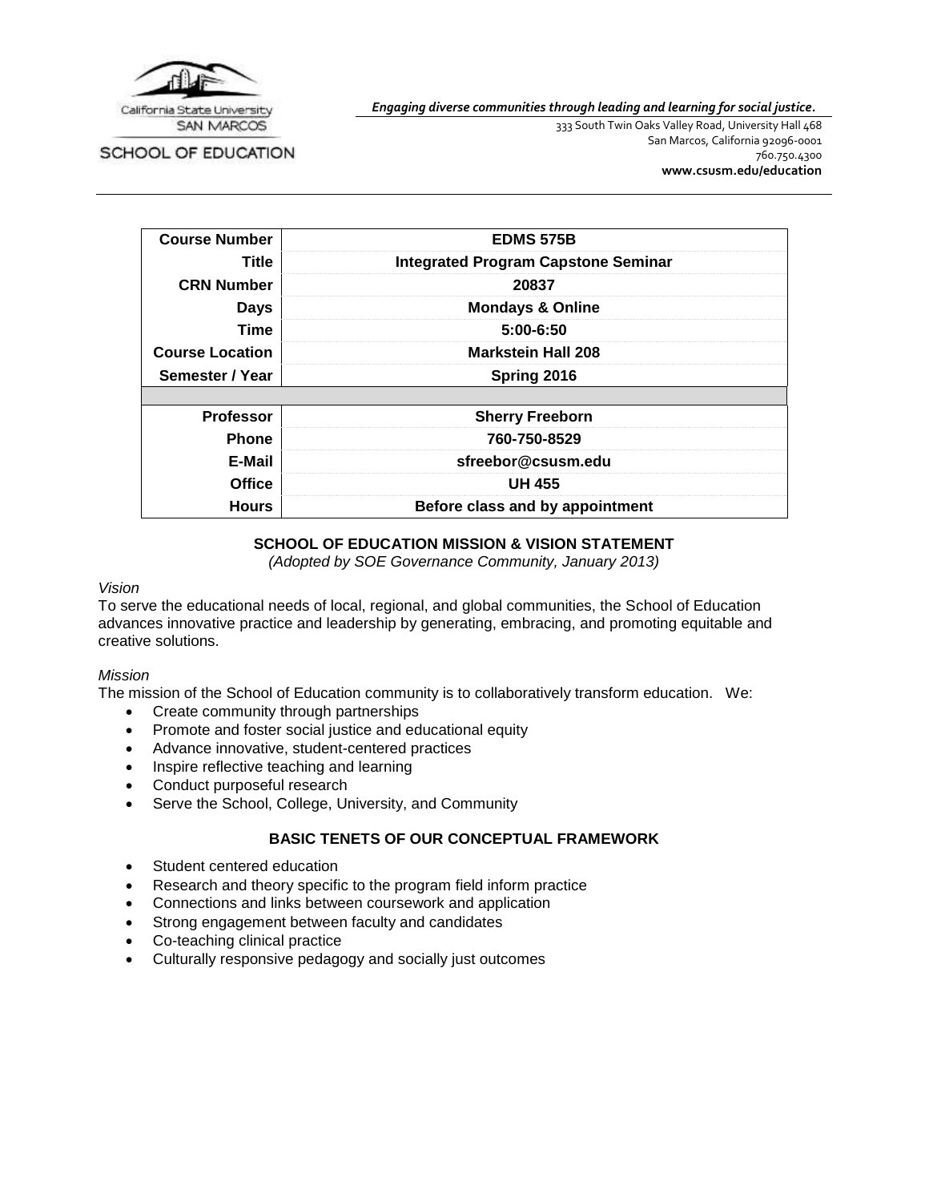California State University SAN MARCOS

SCHOOL OF EDUCATION

*Engaging diverse communities through leading and learning for social justice.*

333 South Twin Oaks Valley Road, University Hall 468
San Marcos, California 92096-0001
760.750.4300
**www.csusm.edu/education**

| | |
|---|---|
| **Course Number** | **EDMS 575B** |
| **Title** | **Integrated Program Capstone Seminar** |
| **CRN Number** | **20837** |
| **Days** | **Mondays & Online** |
| **Time** | **5:00-6:50** |
| **Course Location** | **Markstein Hall 208** |
| **Semester / Year** | **Spring 2016** |
| | |
| **Professor** | **Sherry Freeborn** |
| **Phone** | **760-750-8529** |
| **E-Mail** | **sfreebor@csusm.edu** |
| **Office** | **UH 455** |
| **Hours** | **Before class and by appointment** |

## SCHOOL OF EDUCATION MISSION & VISION STATEMENT

*(Adopted by SOE Governance Community, January 2013)*

*Vision*

To serve the educational needs of local, regional, and global communities, the School of Education advances innovative practice and leadership by generating, embracing, and promoting equitable and creative solutions.

*Mission*

The mission of the School of Education community is to collaboratively transform education. We:

- Create community through partnerships
- Promote and foster social justice and educational equity
- Advance innovative, student-centered practices
- Inspire reflective teaching and learning
- Conduct purposeful research
- Serve the School, College, University, and Community

## BASIC TENETS OF OUR CONCEPTUAL FRAMEWORK

- Student centered education
- Research and theory specific to the program field inform practice
- Connections and links between coursework and application
- Strong engagement between faculty and candidates
- Co-teaching clinical practice
- Culturally responsive pedagogy and socially just outcomes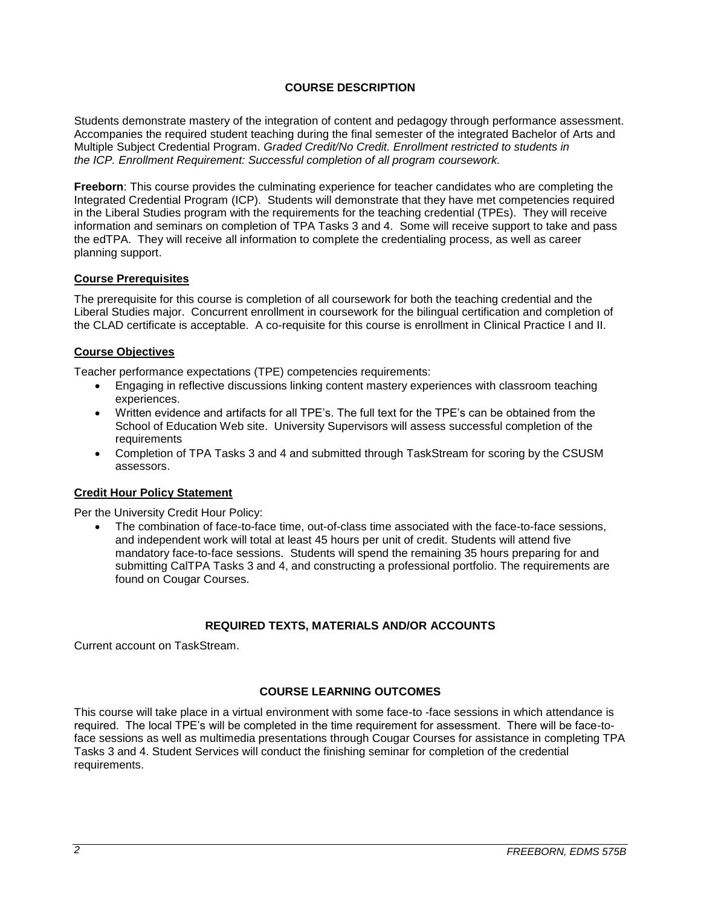## COURSE DESCRIPTION

Students demonstrate mastery of the integration of content and pedagogy through performance assessment. Accompanies the required student teaching during the final semester of the integrated Bachelor of Arts and Multiple Subject Credential Program. *Graded Credit/No Credit. Enrollment restricted to students in the ICP. Enrollment Requirement: Successful completion of all program coursework.*

**Freeborn**: This course provides the culminating experience for teacher candidates who are completing the Integrated Credential Program (ICP). Students will demonstrate that they have met competencies required in the Liberal Studies program with the requirements for the teaching credential (TPEs). They will receive information and seminars on completion of TPA Tasks 3 and 4. Some will receive support to take and pass the edTPA. They will receive all information to complete the credentialing process, as well as career planning support.

### Course Prerequisites

The prerequisite for this course is completion of all coursework for both the teaching credential and the Liberal Studies major. Concurrent enrollment in coursework for the bilingual certification and completion of the CLAD certificate is acceptable. A co-requisite for this course is enrollment in Clinical Practice I and II.

### Course Objectives

Teacher performance expectations (TPE) competencies requirements:

- Engaging in reflective discussions linking content mastery experiences with classroom teaching experiences.
- Written evidence and artifacts for all TPE's. The full text for the TPE's can be obtained from the School of Education Web site. University Supervisors will assess successful completion of the requirements
- Completion of TPA Tasks 3 and 4 and submitted through TaskStream for scoring by the CSUSM assessors.

### Credit Hour Policy Statement

Per the University Credit Hour Policy:

- The combination of face-to-face time, out-of-class time associated with the face-to-face sessions, and independent work will total at least 45 hours per unit of credit. Students will attend five mandatory face-to-face sessions. Students will spend the remaining 35 hours preparing for and submitting CalTPA Tasks 3 and 4, and constructing a professional portfolio. The requirements are found on Cougar Courses.

## REQUIRED TEXTS, MATERIALS AND/OR ACCOUNTS

Current account on TaskStream.

## COURSE LEARNING OUTCOMES

This course will take place in a virtual environment with some face-to -face sessions in which attendance is required. The local TPE's will be completed in the time requirement for assessment. There will be face-to-face sessions as well as multimedia presentations through Cougar Courses for assistance in completing TPA Tasks 3 and 4. Student Services will conduct the finishing seminar for completion of the credential requirements.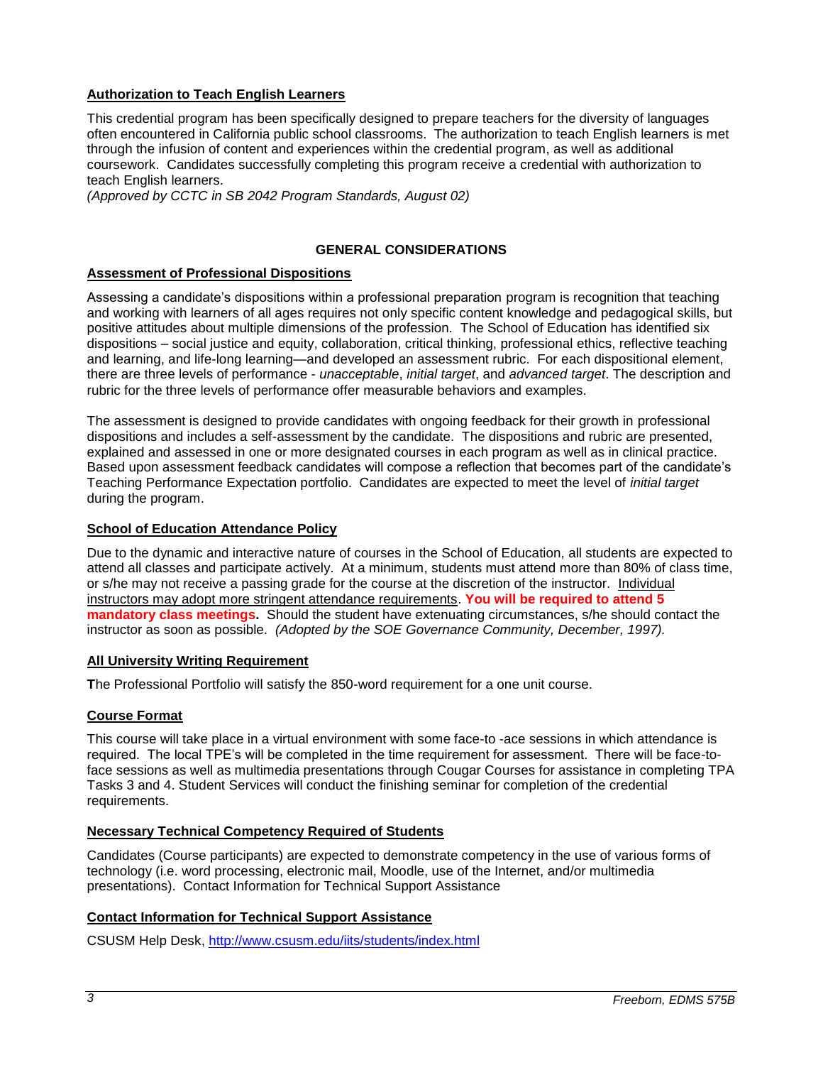### Authorization to Teach English Learners

This credential program has been specifically designed to prepare teachers for the diversity of languages often encountered in California public school classrooms. The authorization to teach English learners is met through the infusion of content and experiences within the credential program, as well as additional coursework. Candidates successfully completing this program receive a credential with authorization to teach English learners.
*(Approved by CCTC in SB 2042 Program Standards, August 02)*

## GENERAL CONSIDERATIONS

### Assessment of Professional Dispositions

Assessing a candidate's dispositions within a professional preparation program is recognition that teaching and working with learners of all ages requires not only specific content knowledge and pedagogical skills, but positive attitudes about multiple dimensions of the profession. The School of Education has identified six dispositions – social justice and equity, collaboration, critical thinking, professional ethics, reflective teaching and learning, and life-long learning—and developed an assessment rubric. For each dispositional element, there are three levels of performance - *unacceptable*, *initial target*, and *advanced target*. The description and rubric for the three levels of performance offer measurable behaviors and examples.

The assessment is designed to provide candidates with ongoing feedback for their growth in professional dispositions and includes a self-assessment by the candidate. The dispositions and rubric are presented, explained and assessed in one or more designated courses in each program as well as in clinical practice. Based upon assessment feedback candidates will compose a reflection that becomes part of the candidate's Teaching Performance Expectation portfolio. Candidates are expected to meet the level of *initial target* during the program.

### School of Education Attendance Policy

Due to the dynamic and interactive nature of courses in the School of Education, all students are expected to attend all classes and participate actively. At a minimum, students must attend more than 80% of class time, or s/he may not receive a passing grade for the course at the discretion of the instructor. Individual instructors may adopt more stringent attendance requirements. **You will be required to attend 5 mandatory class meetings.** Should the student have extenuating circumstances, s/he should contact the instructor as soon as possible. *(Adopted by the SOE Governance Community, December, 1997).*

### All University Writing Requirement

**T**he Professional Portfolio will satisfy the 850-word requirement for a one unit course.

### Course Format

This course will take place in a virtual environment with some face-to -ace sessions in which attendance is required. The local TPE's will be completed in the time requirement for assessment. There will be face-to-face sessions as well as multimedia presentations through Cougar Courses for assistance in completing TPA Tasks 3 and 4. Student Services will conduct the finishing seminar for completion of the credential requirements.

### Necessary Technical Competency Required of Students

Candidates (Course participants) are expected to demonstrate competency in the use of various forms of technology (i.e. word processing, electronic mail, Moodle, use of the Internet, and/or multimedia presentations). Contact Information for Technical Support Assistance

### Contact Information for Technical Support Assistance

CSUSM Help Desk, http://www.csusm.edu/iits/students/index.html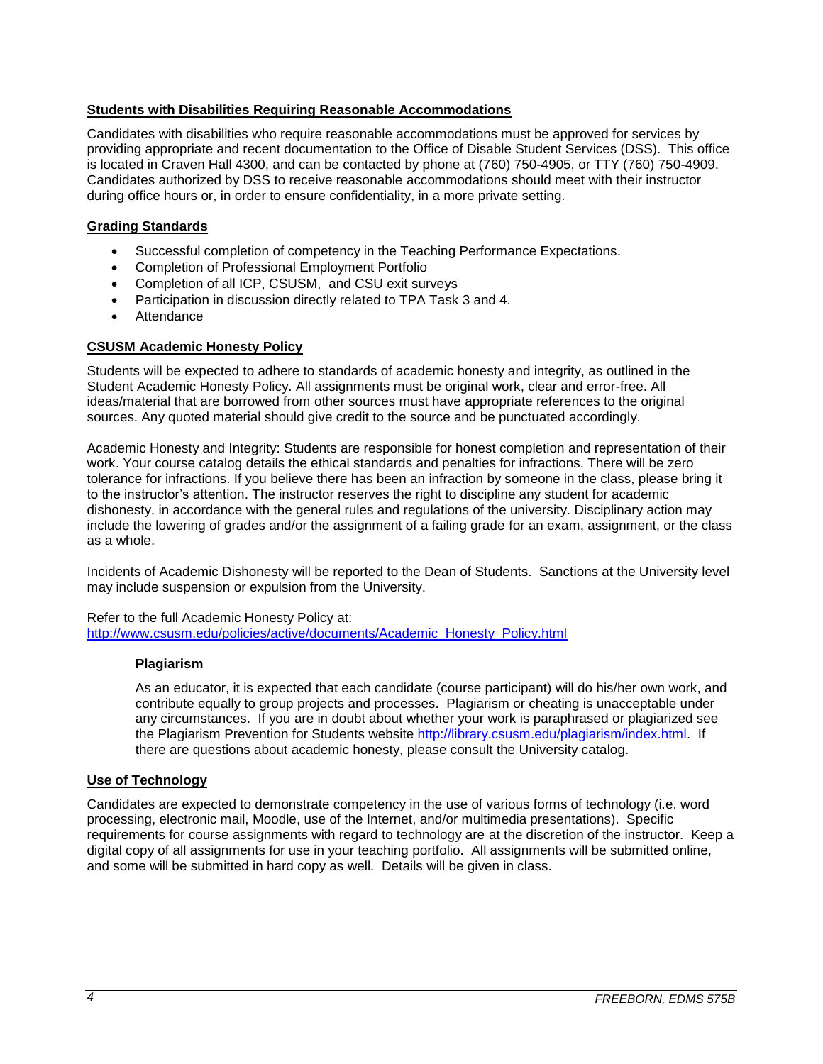## Students with Disabilities Requiring Reasonable Accommodations

Candidates with disabilities who require reasonable accommodations must be approved for services by providing appropriate and recent documentation to the Office of Disable Student Services (DSS). This office is located in Craven Hall 4300, and can be contacted by phone at (760) 750-4905, or TTY (760) 750-4909. Candidates authorized by DSS to receive reasonable accommodations should meet with their instructor during office hours or, in order to ensure confidentiality, in a more private setting.

## Grading Standards

- Successful completion of competency in the Teaching Performance Expectations.
- Completion of Professional Employment Portfolio
- Completion of all ICP, CSUSM, and CSU exit surveys
- Participation in discussion directly related to TPA Task 3 and 4.
- Attendance

## CSUSM Academic Honesty Policy

Students will be expected to adhere to standards of academic honesty and integrity, as outlined in the Student Academic Honesty Policy. All assignments must be original work, clear and error-free. All ideas/material that are borrowed from other sources must have appropriate references to the original sources. Any quoted material should give credit to the source and be punctuated accordingly.

Academic Honesty and Integrity: Students are responsible for honest completion and representation of their work. Your course catalog details the ethical standards and penalties for infractions. There will be zero tolerance for infractions. If you believe there has been an infraction by someone in the class, please bring it to the instructor's attention. The instructor reserves the right to discipline any student for academic dishonesty, in accordance with the general rules and regulations of the university. Disciplinary action may include the lowering of grades and/or the assignment of a failing grade for an exam, assignment, or the class as a whole.

Incidents of Academic Dishonesty will be reported to the Dean of Students. Sanctions at the University level may include suspension or expulsion from the University.

Refer to the full Academic Honesty Policy at:
http://www.csusm.edu/policies/active/documents/Academic_Honesty_Policy.html

### Plagiarism

As an educator, it is expected that each candidate (course participant) will do his/her own work, and contribute equally to group projects and processes. Plagiarism or cheating is unacceptable under any circumstances. If you are in doubt about whether your work is paraphrased or plagiarized see the Plagiarism Prevention for Students website http://library.csusm.edu/plagiarism/index.html. If there are questions about academic honesty, please consult the University catalog.

## Use of Technology

Candidates are expected to demonstrate competency in the use of various forms of technology (i.e. word processing, electronic mail, Moodle, use of the Internet, and/or multimedia presentations). Specific requirements for course assignments with regard to technology are at the discretion of the instructor. Keep a digital copy of all assignments for use in your teaching portfolio. All assignments will be submitted online, and some will be submitted in hard copy as well. Details will be given in class.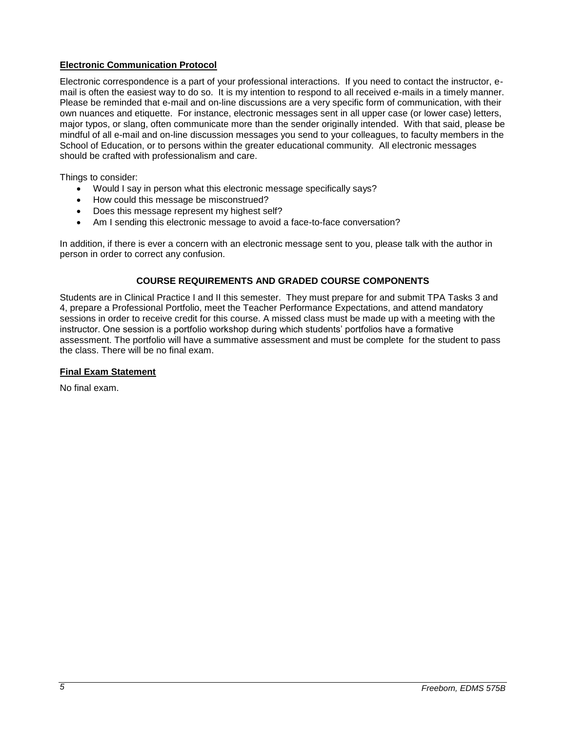**Electronic Communication Protocol**

Electronic correspondence is a part of your professional interactions. If you need to contact the instructor, e-mail is often the easiest way to do so. It is my intention to respond to all received e-mails in a timely manner. Please be reminded that e-mail and on-line discussions are a very specific form of communication, with their own nuances and etiquette. For instance, electronic messages sent in all upper case (or lower case) letters, major typos, or slang, often communicate more than the sender originally intended. With that said, please be mindful of all e-mail and on-line discussion messages you send to your colleagues, to faculty members in the School of Education, or to persons within the greater educational community. All electronic messages should be crafted with professionalism and care.

Things to consider:

- Would I say in person what this electronic message specifically says?
- How could this message be misconstrued?
- Does this message represent my highest self?
- Am I sending this electronic message to avoid a face-to-face conversation?

In addition, if there is ever a concern with an electronic message sent to you, please talk with the author in person in order to correct any confusion.

## COURSE REQUIREMENTS AND GRADED COURSE COMPONENTS

Students are in Clinical Practice I and II this semester. They must prepare for and submit TPA Tasks 3 and 4, prepare a Professional Portfolio, meet the Teacher Performance Expectations, and attend mandatory sessions in order to receive credit for this course. A missed class must be made up with a meeting with the instructor. One session is a portfolio workshop during which students' portfolios have a formative assessment. The portfolio will have a summative assessment and must be complete for the student to pass the class. There will be no final exam.

**Final Exam Statement**

No final exam.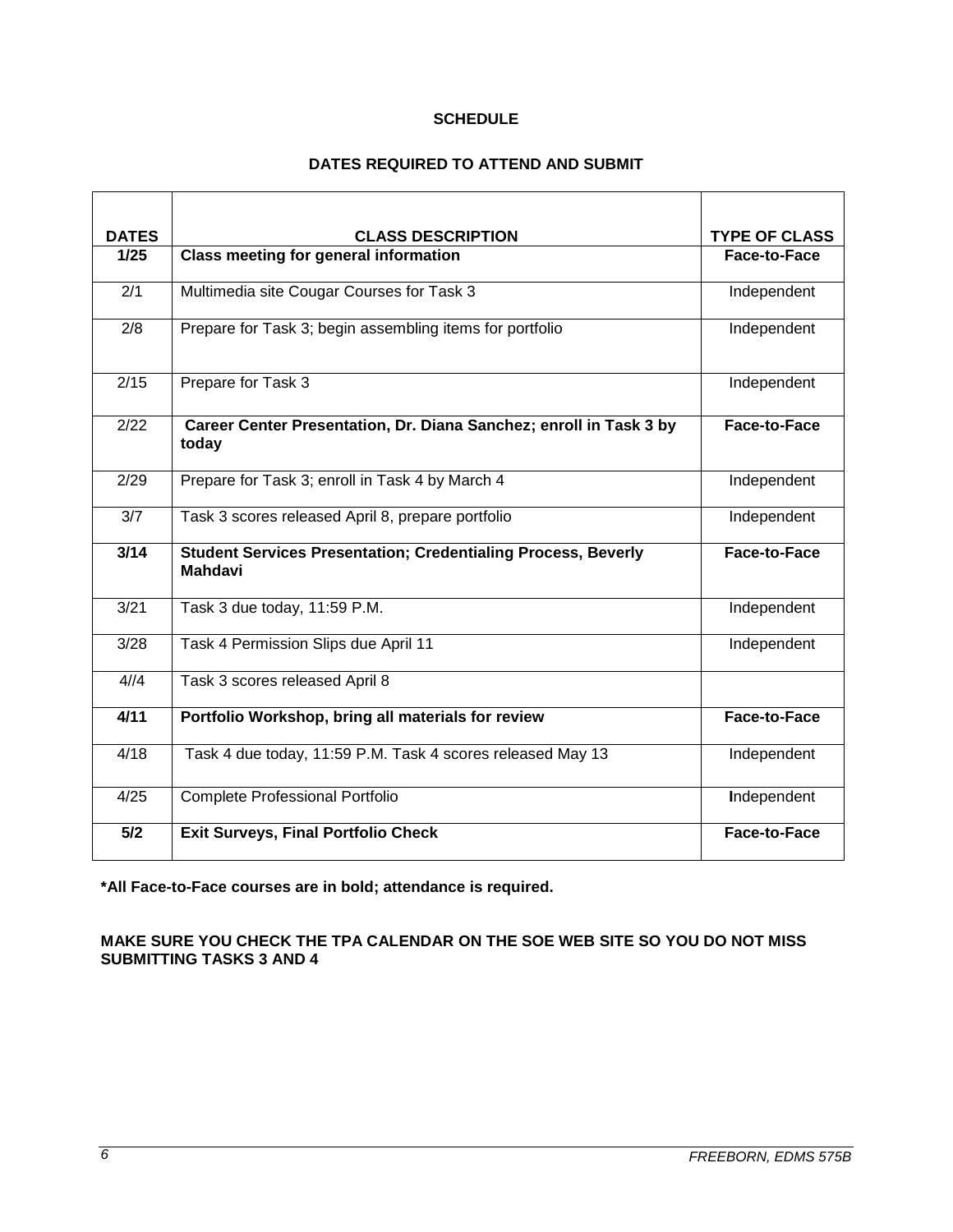**SCHEDULE**

**DATES REQUIRED TO ATTEND AND SUBMIT**

| DATES | CLASS DESCRIPTION | TYPE OF CLASS |
|---|---|---|
| **1/25** | **Class meeting for general information** | **Face-to-Face** |
| 2/1 | Multimedia site Cougar Courses for Task 3 | Independent |
| 2/8 | Prepare for Task 3; begin assembling items for portfolio | Independent |
| 2/15 | Prepare for Task 3 | Independent |
| 2/22 | **Career Center Presentation, Dr. Diana Sanchez; enroll in Task 3 by today** | **Face-to-Face** |
| 2/29 | Prepare for Task 3; enroll in Task 4 by March 4 | Independent |
| 3/7 | Task 3 scores released April 8, prepare portfolio | Independent |
| **3/14** | **Student Services Presentation; Credentialing Process, Beverly Mahdavi** | **Face-to-Face** |
| 3/21 | Task 3 due today, 11:59 P.M. | Independent |
| 3/28 | Task 4 Permission Slips due April 11 | Independent |
| 4//4 | Task 3 scores released April 8 | |
| **4/11** | **Portfolio Workshop, bring all materials for review** | **Face-to-Face** |
| 4/18 | Task 4 due today, 11:59 P.M. Task 4 scores released May 13 | Independent |
| 4/25 | Complete Professional Portfolio | Independent |
| **5/2** | **Exit Surveys, Final Portfolio Check** | **Face-to-Face** |

**\*All Face-to-Face courses are in bold; attendance is required.**

**MAKE SURE YOU CHECK THE TPA CALENDAR ON THE SOE WEB SITE SO YOU DO NOT MISS SUBMITTING TASKS 3 AND 4**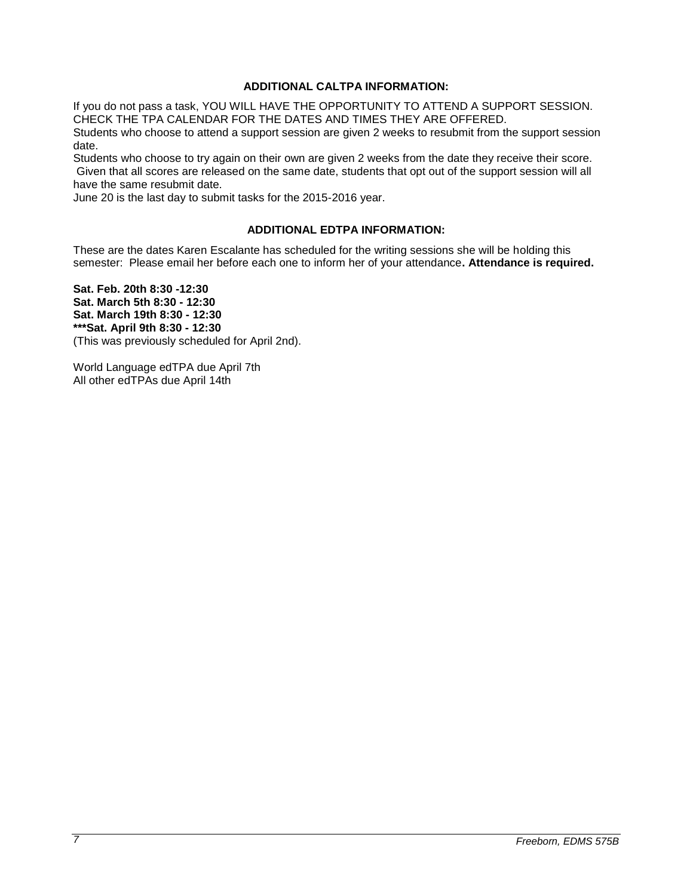## ADDITIONAL CALTPA INFORMATION:

If you do not pass a task, YOU WILL HAVE THE OPPORTUNITY TO ATTEND A SUPPORT SESSION. CHECK THE TPA CALENDAR FOR THE DATES AND TIMES THEY ARE OFFERED.

Students who choose to attend a support session are given 2 weeks to resubmit from the support session date.

Students who choose to try again on their own are given 2 weeks from the date they receive their score. Given that all scores are released on the same date, students that opt out of the support session will all have the same resubmit date.

June 20 is the last day to submit tasks for the 2015-2016 year.

## ADDITIONAL EDTPA INFORMATION:

These are the dates Karen Escalante has scheduled for the writing sessions she will be holding this semester: Please email her before each one to inform her of your attendance**. Attendance is required.**

**Sat. Feb. 20th 8:30 -12:30**
**Sat. March 5th 8:30 - 12:30**
**Sat. March 19th 8:30 - 12:30**
**\*\*\*Sat. April 9th 8:30 - 12:30**
(This was previously scheduled for April 2nd).

World Language edTPA due April 7th
All other edTPAs due April 14th